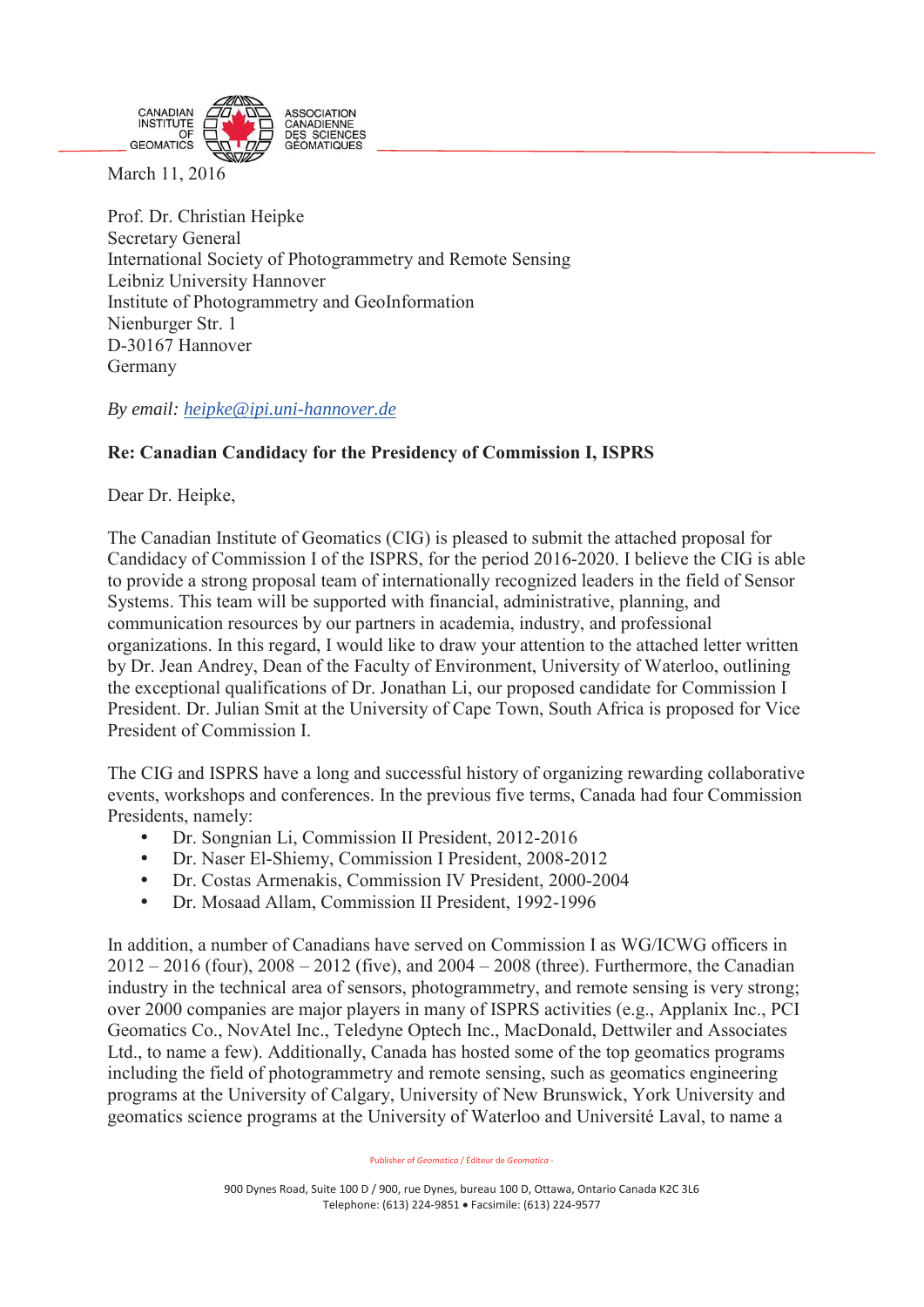CANADIAN INSTITUTE OF GEOMATICS — ASSOCIATION CANADIENNE DES SCIENCES GÉOMATIQUES

March 11, 2016

Prof. Dr. Christian Heipke  
Secretary General  
International Society of Photogrammetry and Remote Sensing  
Leibniz University Hannover  
Institute of Photogrammetry and GeoInformation  
Nienburger Str. 1  
D-30167 Hannover  
Germany

*By email: heipke@ipi.uni-hannover.de*

**Re: Canadian Candidacy for the Presidency of Commission I, ISPRS**

Dear Dr. Heipke,

The Canadian Institute of Geomatics (CIG) is pleased to submit the attached proposal for Candidacy of Commission I of the ISPRS, for the period 2016-2020. I believe the CIG is able to provide a strong proposal team of internationally recognized leaders in the field of Sensor Systems. This team will be supported with financial, administrative, planning, and communication resources by our partners in academia, industry, and professional organizations. In this regard, I would like to draw your attention to the attached letter written by Dr. Jean Andrey, Dean of the Faculty of Environment, University of Waterloo, outlining the exceptional qualifications of Dr. Jonathan Li, our proposed candidate for Commission I President. Dr. Julian Smit at the University of Cape Town, South Africa is proposed for Vice President of Commission I.

The CIG and ISPRS have a long and successful history of organizing rewarding collaborative events, workshops and conferences. In the previous five terms, Canada had four Commission Presidents, namely:

- Dr. Songnian Li, Commission II President, 2012-2016
- Dr. Naser El-Shiemy, Commission I President, 2008-2012
- Dr. Costas Armenakis, Commission IV President, 2000-2004
- Dr. Mosaad Allam, Commission II President, 1992-1996

In addition, a number of Canadians have served on Commission I as WG/ICWG officers in 2012 – 2016 (four), 2008 – 2012 (five), and 2004 – 2008 (three). Furthermore, the Canadian industry in the technical area of sensors, photogrammetry, and remote sensing is very strong; over 2000 companies are major players in many of ISPRS activities (e.g., Applanix Inc., PCI Geomatics Co., NovAtel Inc., Teledyne Optech Inc., MacDonald, Dettwiler and Associates Ltd., to name a few). Additionally, Canada has hosted some of the top geomatics programs including the field of photogrammetry and remote sensing, such as geomatics engineering programs at the University of Calgary, University of New Brunswick, York University and geomatics science programs at the University of Waterloo and Université Laval, to name a

Publisher of *Geomatica* / Éditeur de *Geomatica* -

900 Dynes Road, Suite 100 D / 900, rue Dynes, bureau 100 D, Ottawa, Ontario Canada K2C 3L6  
Telephone: (613) 224-9851 • Facsimile: (613) 224-9577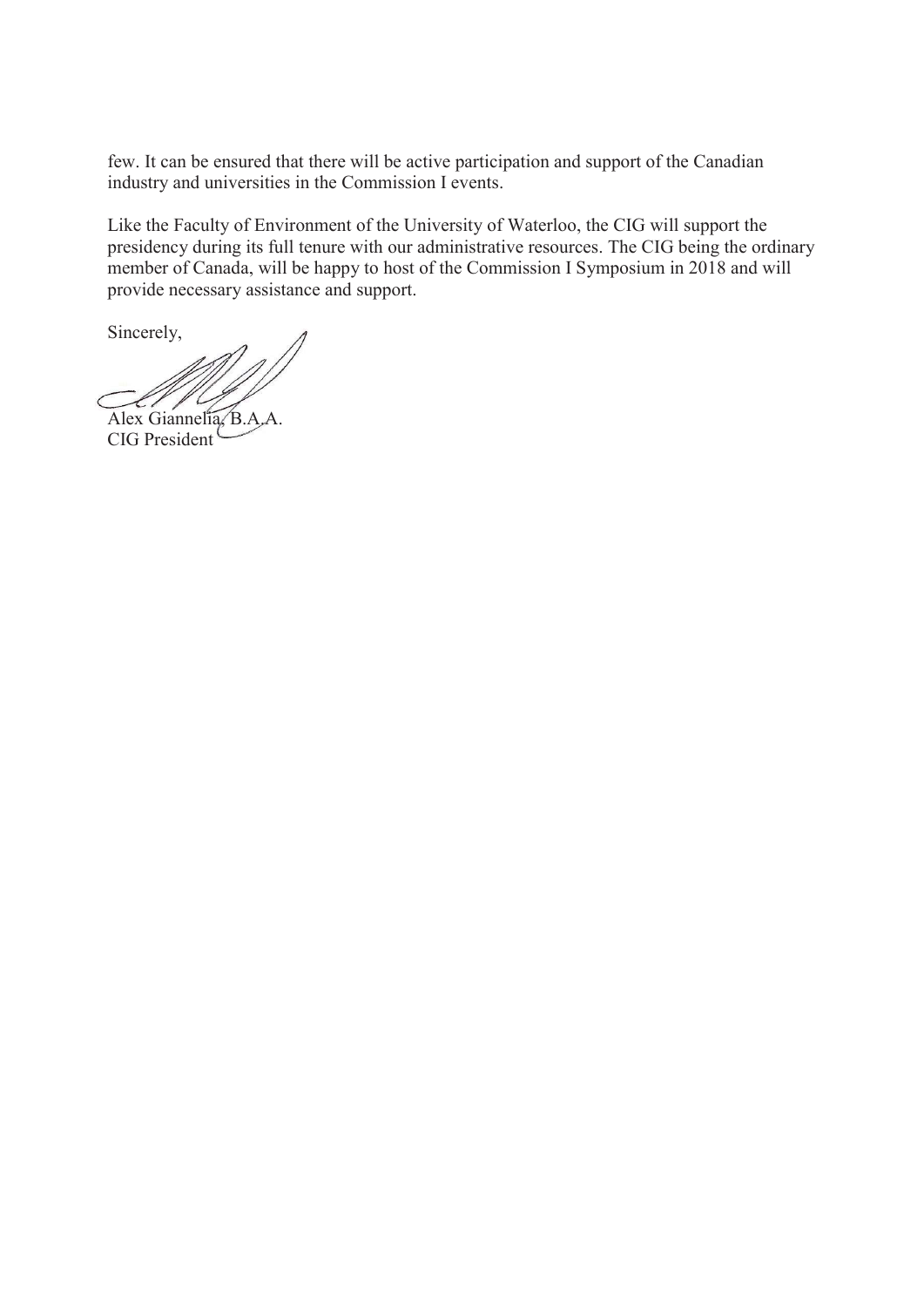few. It can be ensured that there will be active participation and support of the Canadian industry and universities in the Commission I events.

Like the Faculty of Environment of the University of Waterloo, the CIG will support the presidency during its full tenure with our administrative resources. The CIG being the ordinary member of Canada, will be happy to host of the Commission I Symposium in 2018 and will provide necessary assistance and support.

Sincerely,

Alex Giannelia, B.A.A.
CIG President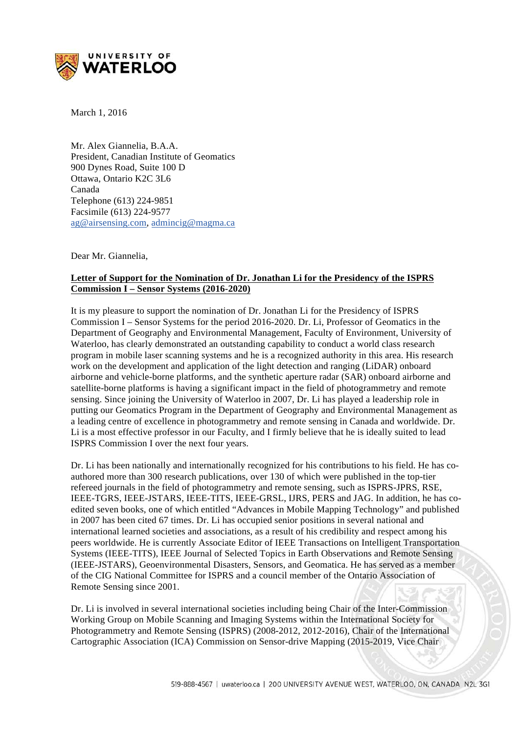March 1, 2016

Mr. Alex Giannelia, B.A.A.
President, Canadian Institute of Geomatics
900 Dynes Road, Suite 100 D
Ottawa, Ontario K2C 3L6
Canada
Telephone (613) 224-9851
Facsimile (613) 224-9577
ag@airsensing.com, admincig@magma.ca

Dear Mr. Giannelia,

**Letter of Support for the Nomination of Dr. Jonathan Li for the Presidency of the ISPRS Commission I – Sensor Systems (2016-2020)**

It is my pleasure to support the nomination of Dr. Jonathan Li for the Presidency of ISPRS Commission I – Sensor Systems for the period 2016-2020. Dr. Li, Professor of Geomatics in the Department of Geography and Environmental Management, Faculty of Environment, University of Waterloo, has clearly demonstrated an outstanding capability to conduct a world class research program in mobile laser scanning systems and he is a recognized authority in this area. His research work on the development and application of the light detection and ranging (LiDAR) onboard airborne and vehicle-borne platforms, and the synthetic aperture radar (SAR) onboard airborne and satellite-borne platforms is having a significant impact in the field of photogrammetry and remote sensing. Since joining the University of Waterloo in 2007, Dr. Li has played a leadership role in putting our Geomatics Program in the Department of Geography and Environmental Management as a leading centre of excellence in photogrammetry and remote sensing in Canada and worldwide. Dr. Li is a most effective professor in our Faculty, and I firmly believe that he is ideally suited to lead ISPRS Commission I over the next four years.

Dr. Li has been nationally and internationally recognized for his contributions to his field. He has co-authored more than 300 research publications, over 130 of which were published in the top-tier refereed journals in the field of photogrammetry and remote sensing, such as ISPRS-JPRS, RSE, IEEE-TGRS, IEEE-JSTARS, IEEE-TITS, IEEE-GRSL, IJRS, PERS and JAG. In addition, he has co-edited seven books, one of which entitled "Advances in Mobile Mapping Technology" and published in 2007 has been cited 67 times. Dr. Li has occupied senior positions in several national and international learned societies and associations, as a result of his credibility and respect among his peers worldwide. He is currently Associate Editor of IEEE Transactions on Intelligent Transportation Systems (IEEE-TITS), IEEE Journal of Selected Topics in Earth Observations and Remote Sensing (IEEE-JSTARS), Geoenvironmental Disasters, Sensors, and Geomatica. He has served as a member of the CIG National Committee for ISPRS and a council member of the Ontario Association of Remote Sensing since 2001.

Dr. Li is involved in several international societies including being Chair of the Inter-Commission Working Group on Mobile Scanning and Imaging Systems within the International Society for Photogrammetry and Remote Sensing (ISPRS) (2008-2012, 2012-2016), Chair of the International Cartographic Association (ICA) Commission on Sensor-drive Mapping (2015-2019, Vice Chair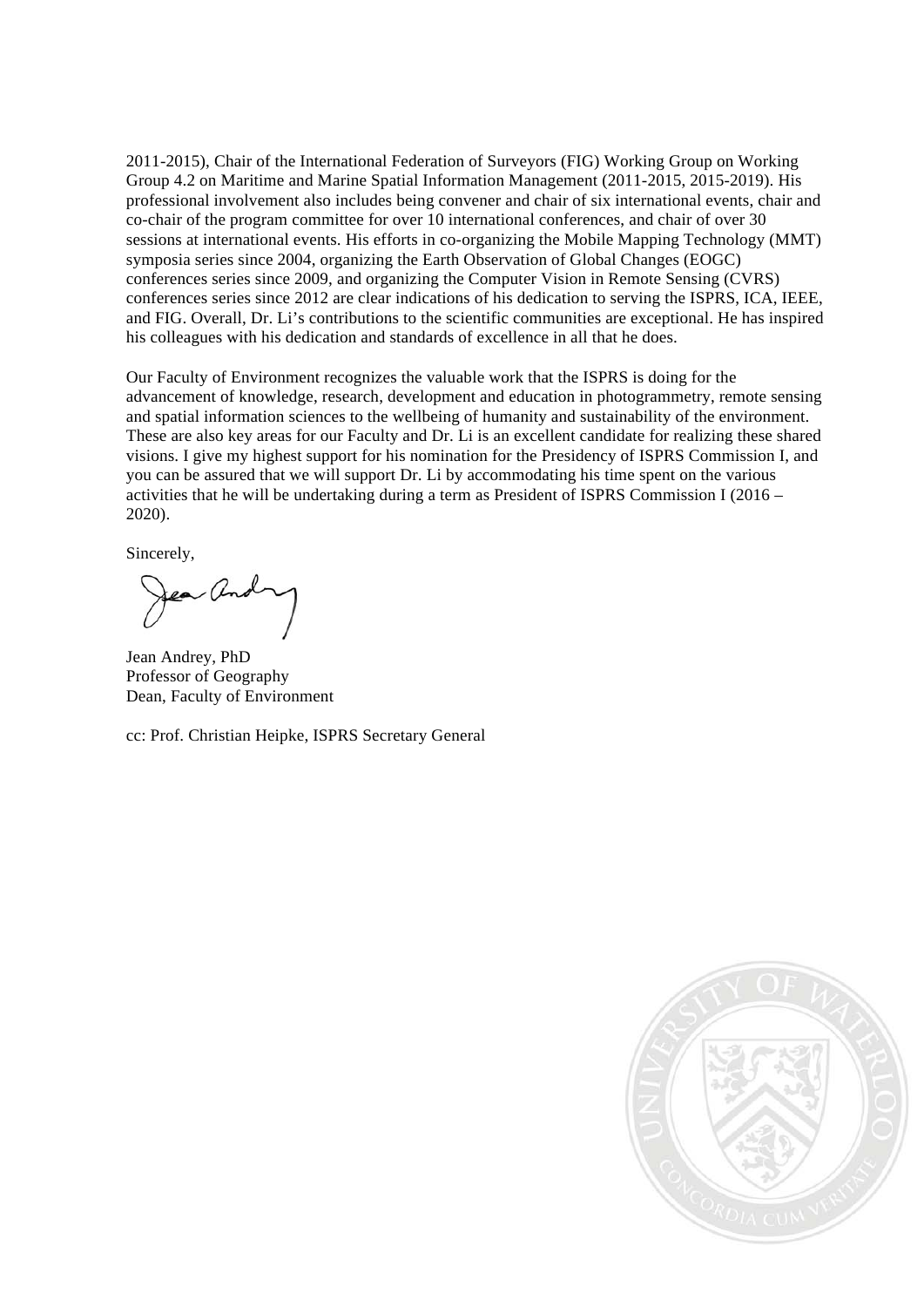2011-2015), Chair of the International Federation of Surveyors (FIG) Working Group on Working Group 4.2 on Maritime and Marine Spatial Information Management (2011-2015, 2015-2019). His professional involvement also includes being convener and chair of six international events, chair and co-chair of the program committee for over 10 international conferences, and chair of over 30 sessions at international events. His efforts in co-organizing the Mobile Mapping Technology (MMT) symposia series since 2004, organizing the Earth Observation of Global Changes (EOGC) conferences series since 2009, and organizing the Computer Vision in Remote Sensing (CVRS) conferences series since 2012 are clear indications of his dedication to serving the ISPRS, ICA, IEEE, and FIG. Overall, Dr. Li's contributions to the scientific communities are exceptional. He has inspired his colleagues with his dedication and standards of excellence in all that he does.

Our Faculty of Environment recognizes the valuable work that the ISPRS is doing for the advancement of knowledge, research, development and education in photogrammetry, remote sensing and spatial information sciences to the wellbeing of humanity and sustainability of the environment. These are also key areas for our Faculty and Dr. Li is an excellent candidate for realizing these shared visions. I give my highest support for his nomination for the Presidency of ISPRS Commission I, and you can be assured that we will support Dr. Li by accommodating his time spent on the various activities that he will be undertaking during a term as President of ISPRS Commission I (2016 – 2020).

Sincerely,

Jean Andrey, PhD
Professor of Geography
Dean, Faculty of Environment

cc: Prof. Christian Heipke, ISPRS Secretary General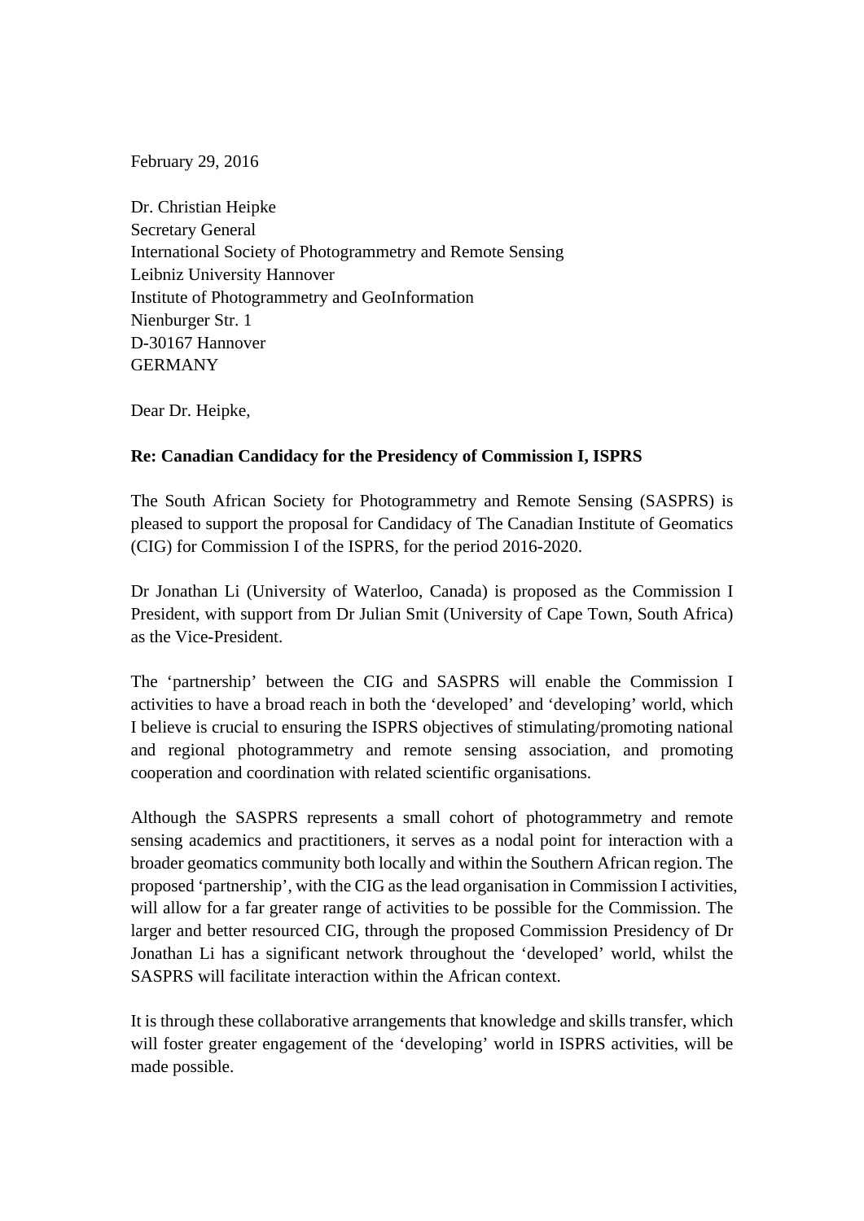February 29, 2016

Dr. Christian Heipke
Secretary General
International Society of Photogrammetry and Remote Sensing
Leibniz University Hannover
Institute of Photogrammetry and GeoInformation
Nienburger Str. 1
D-30167 Hannover
GERMANY

Dear Dr. Heipke,

**Re: Canadian Candidacy for the Presidency of Commission I, ISPRS**

The South African Society for Photogrammetry and Remote Sensing (SASPRS) is pleased to support the proposal for Candidacy of The Canadian Institute of Geomatics (CIG) for Commission I of the ISPRS, for the period 2016-2020.

Dr Jonathan Li (University of Waterloo, Canada) is proposed as the Commission I President, with support from Dr Julian Smit (University of Cape Town, South Africa) as the Vice-President.

The 'partnership' between the CIG and SASPRS will enable the Commission I activities to have a broad reach in both the 'developed' and 'developing' world, which I believe is crucial to ensuring the ISPRS objectives of stimulating/promoting national and regional photogrammetry and remote sensing association, and promoting cooperation and coordination with related scientific organisations.

Although the SASPRS represents a small cohort of photogrammetry and remote sensing academics and practitioners, it serves as a nodal point for interaction with a broader geomatics community both locally and within the Southern African region. The proposed 'partnership', with the CIG as the lead organisation in Commission I activities, will allow for a far greater range of activities to be possible for the Commission. The larger and better resourced CIG, through the proposed Commission Presidency of Dr Jonathan Li has a significant network throughout the 'developed' world, whilst the SASPRS will facilitate interaction within the African context.

It is through these collaborative arrangements that knowledge and skills transfer, which will foster greater engagement of the 'developing' world in ISPRS activities, will be made possible.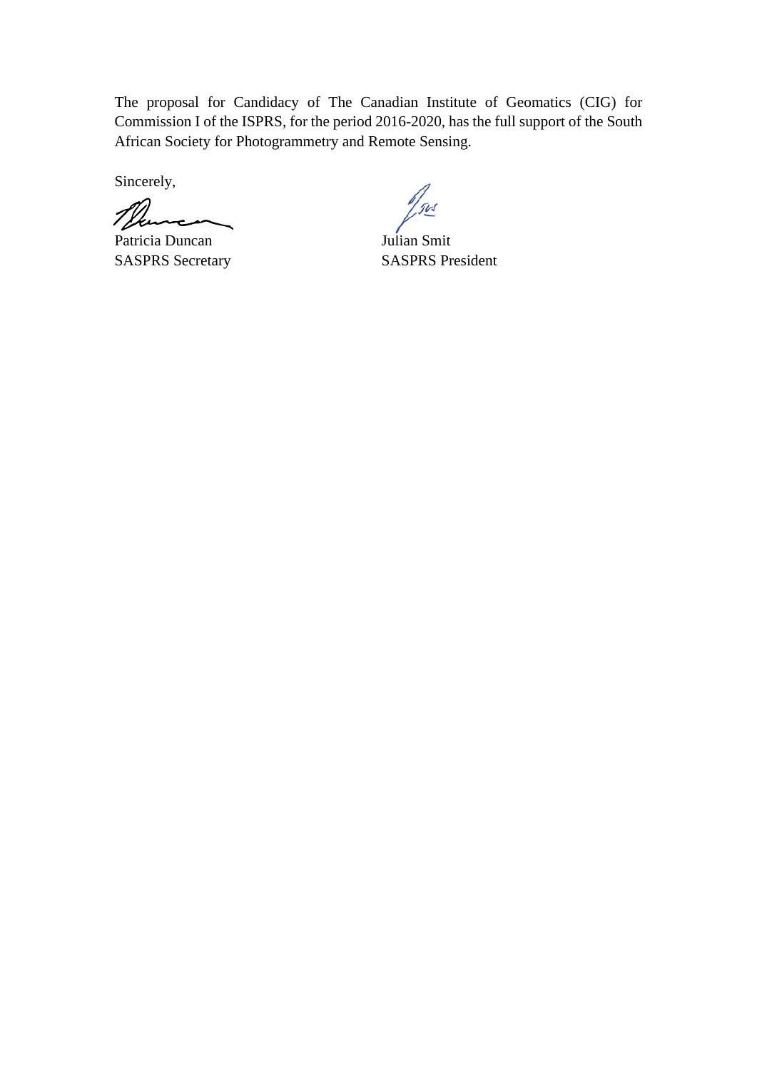The proposal for Candidacy of The Canadian Institute of Geomatics (CIG) for Commission I of the ISPRS, for the period 2016-2020, has the full support of the South African Society for Photogrammetry and Remote Sensing.

Sincerely,

| | |
|---|---|
| Patricia Duncan | Julian Smit |
| SASPRS Secretary | SASPRS President |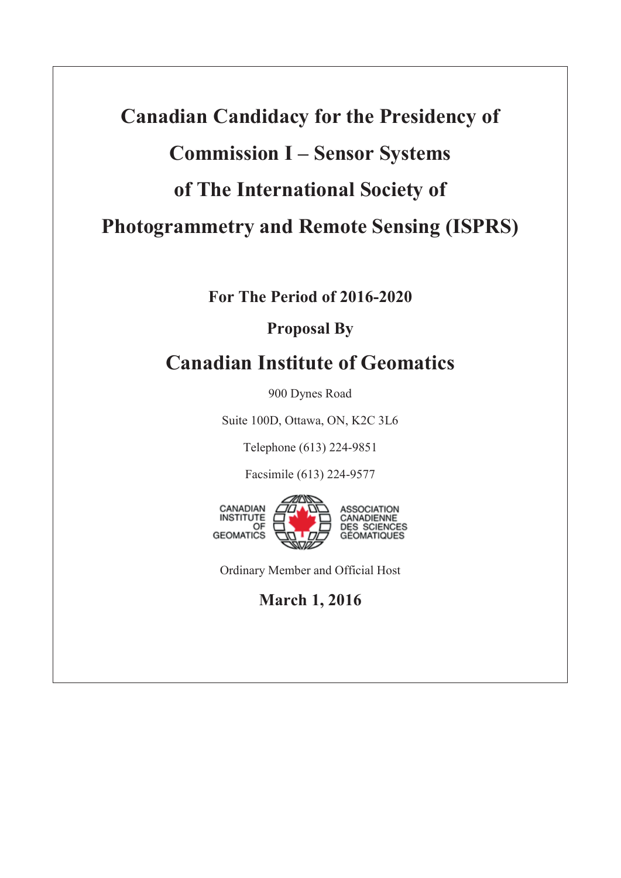# Canadian Candidacy for the Presidency of Commission I – Sensor Systems of The International Society of Photogrammetry and Remote Sensing (ISPRS)

**For The Period of 2016-2020**

**Proposal By**

## Canadian Institute of Geomatics

900 Dynes Road

Suite 100D, Ottawa, ON, K2C 3L6

Telephone (613) 224-9851

Facsimile (613) 224-9577

CANADIAN INSTITUTE OF GEOMATICS
ASSOCIATION CANADIENNE DES SCIENCES GÉOMATIQUES

Ordinary Member and Official Host

**March 1, 2016**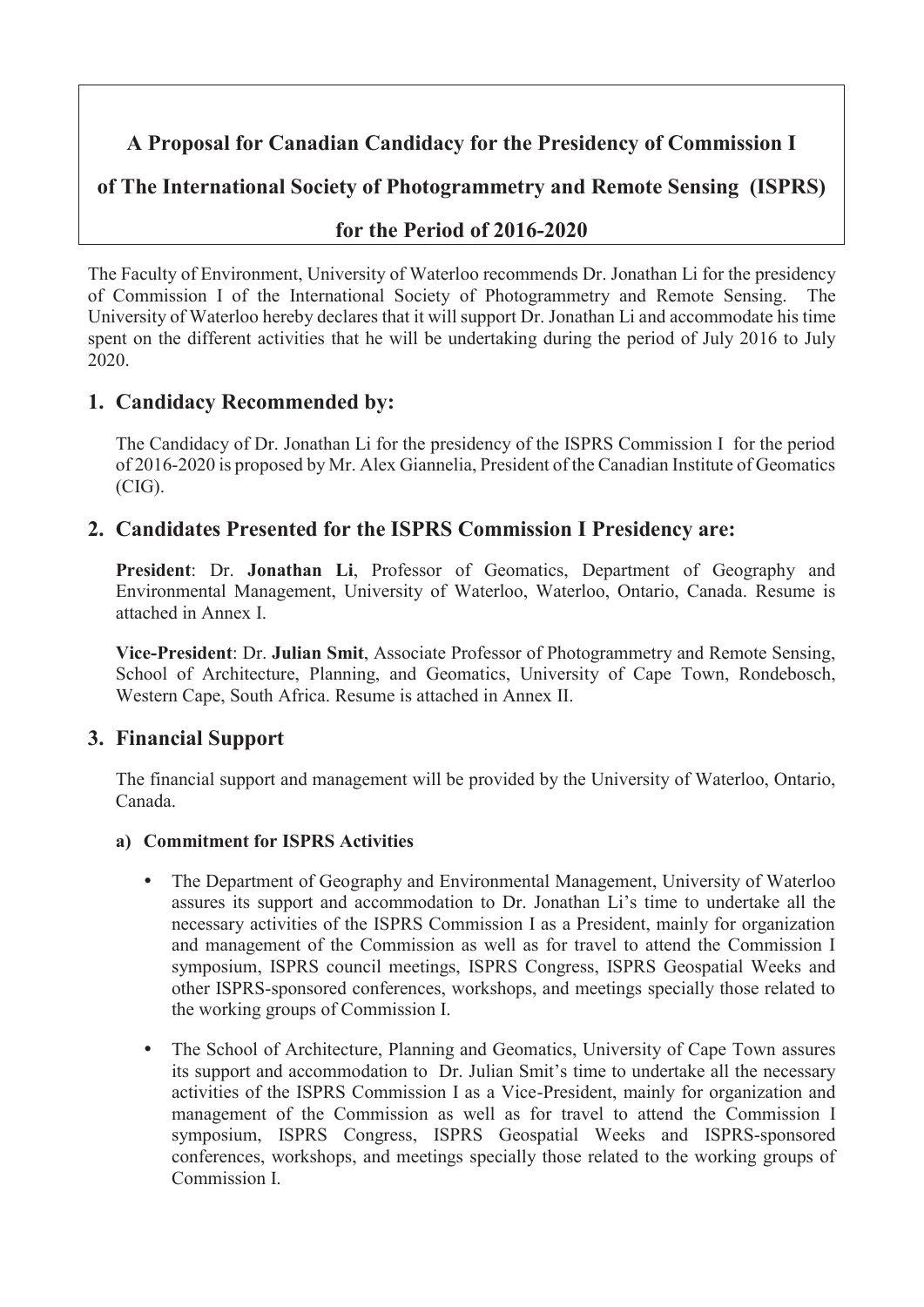# A Proposal for Canadian Candidacy for the Presidency of Commission I of The International Society of Photogrammetry and Remote Sensing (ISPRS) for the Period of 2016-2020

The Faculty of Environment, University of Waterloo recommends Dr. Jonathan Li for the presidency of Commission I of the International Society of Photogrammetry and Remote Sensing. The University of Waterloo hereby declares that it will support Dr. Jonathan Li and accommodate his time spent on the different activities that he will be undertaking during the period of July 2016 to July 2020.

## 1. Candidacy Recommended by:

The Candidacy of Dr. Jonathan Li for the presidency of the ISPRS Commission I for the period of 2016-2020 is proposed by Mr. Alex Giannelia, President of the Canadian Institute of Geomatics (CIG).

## 2. Candidates Presented for the ISPRS Commission I Presidency are:

**President**: Dr. **Jonathan Li**, Professor of Geomatics, Department of Geography and Environmental Management, University of Waterloo, Waterloo, Ontario, Canada. Resume is attached in Annex I.

**Vice-President**: Dr. **Julian Smit**, Associate Professor of Photogrammetry and Remote Sensing, School of Architecture, Planning, and Geomatics, University of Cape Town, Rondebosch, Western Cape, South Africa. Resume is attached in Annex II.

## 3. Financial Support

The financial support and management will be provided by the University of Waterloo, Ontario, Canada.

### a) Commitment for ISPRS Activities

- The Department of Geography and Environmental Management, University of Waterloo assures its support and accommodation to Dr. Jonathan Li's time to undertake all the necessary activities of the ISPRS Commission I as a President, mainly for organization and management of the Commission as well as for travel to attend the Commission I symposium, ISPRS council meetings, ISPRS Congress, ISPRS Geospatial Weeks and other ISPRS-sponsored conferences, workshops, and meetings specially those related to the working groups of Commission I.
- The School of Architecture, Planning and Geomatics, University of Cape Town assures its support and accommodation to Dr. Julian Smit's time to undertake all the necessary activities of the ISPRS Commission I as a Vice-President, mainly for organization and management of the Commission as well as for travel to attend the Commission I symposium, ISPRS Congress, ISPRS Geospatial Weeks and ISPRS-sponsored conferences, workshops, and meetings specially those related to the working groups of Commission I.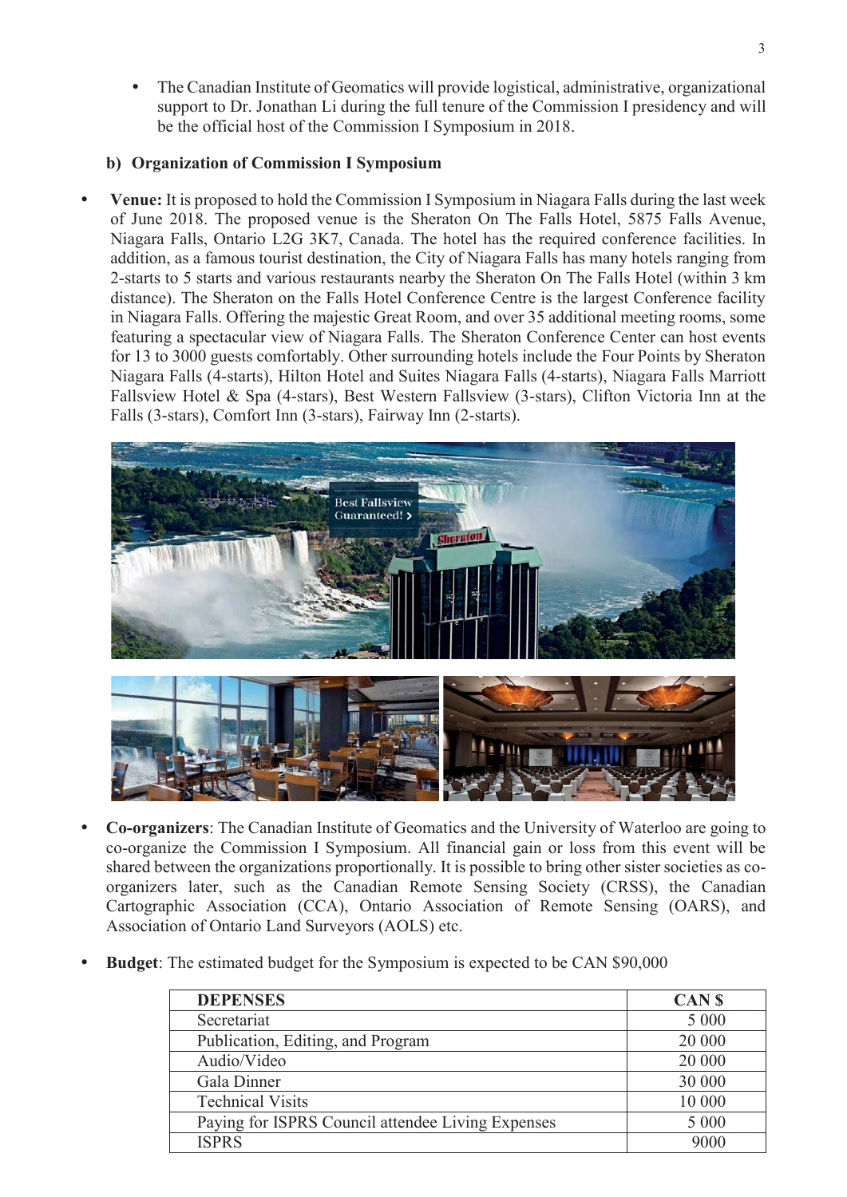- The Canadian Institute of Geomatics will provide logistical, administrative, organizational support to Dr. Jonathan Li during the full tenure of the Commission I presidency and will be the official host of the Commission I Symposium in 2018.

**b) Organization of Commission I Symposium**

- **Venue:** It is proposed to hold the Commission I Symposium in Niagara Falls during the last week of June 2018. The proposed venue is the Sheraton On The Falls Hotel, 5875 Falls Avenue, Niagara Falls, Ontario L2G 3K7, Canada. The hotel has the required conference facilities. In addition, as a famous tourist destination, the City of Niagara Falls has many hotels ranging from 2-starts to 5 starts and various restaurants nearby the Sheraton On The Falls Hotel (within 3 km distance). The Sheraton on the Falls Hotel Conference Centre is the largest Conference facility in Niagara Falls. Offering the majestic Great Room, and over 35 additional meeting rooms, some featuring a spectacular view of Niagara Falls. The Sheraton Conference Center can host events for 13 to 3000 guests comfortably. Other surrounding hotels include the Four Points by Sheraton Niagara Falls (4-starts), Hilton Hotel and Suites Niagara Falls (4-starts), Niagara Falls Marriott Fallsview Hotel & Spa (4-stars), Best Western Fallsview (3-stars), Clifton Victoria Inn at the Falls (3-stars), Comfort Inn (3-stars), Fairway Inn (2-starts).

- **Co-organizers**: The Canadian Institute of Geomatics and the University of Waterloo are going to co-organize the Commission I Symposium. All financial gain or loss from this event will be shared between the organizations proportionally. It is possible to bring other sister societies as co-organizers later, such as the Canadian Remote Sensing Society (CRSS), the Canadian Cartographic Association (CCA), Ontario Association of Remote Sensing (OARS), and Association of Ontario Land Surveyors (AOLS) etc.

- **Budget**: The estimated budget for the Symposium is expected to be CAN $90,000

| DEPENSES | CAN $ |
|---|---|
| Secretariat | 5 000 |
| Publication, Editing, and Program | 20 000 |
| Audio/Video | 20 000 |
| Gala Dinner | 30 000 |
| Technical Visits | 10 000 |
| Paying for ISPRS Council attendee Living Expenses | 5 000 |
| ISPRS | 9000 |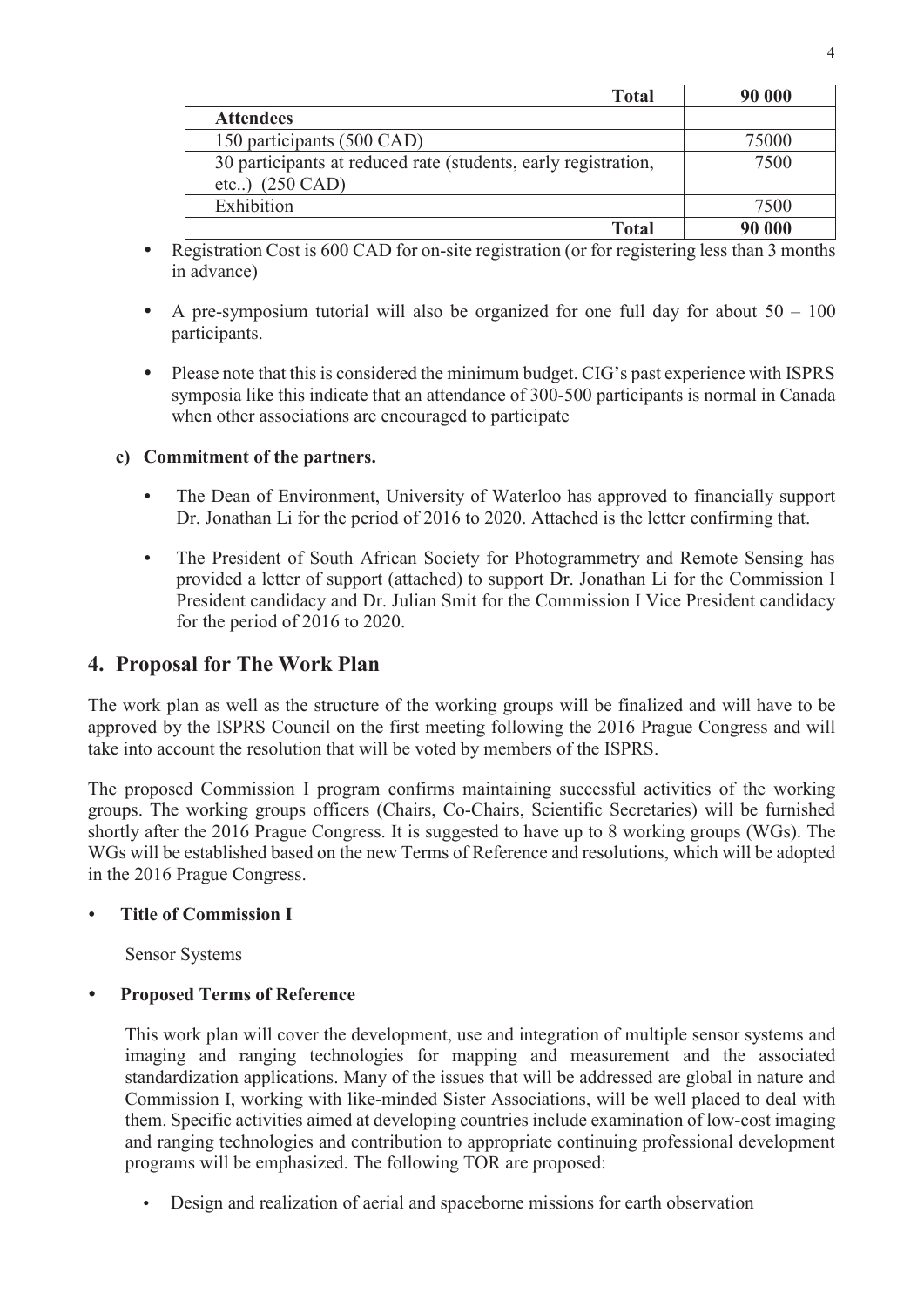| Total | 90 000 |
|---|---|
| **Attendees** | |
| 150 participants (500 CAD) | 75000 |
| 30 participants at reduced rate (students, early registration, etc..) (250 CAD) | 7500 |
| Exhibition | 7500 |
| **Total** | **90 000** |

- Registration Cost is 600 CAD for on-site registration (or for registering less than 3 months in advance)
- A pre-symposium tutorial will also be organized for one full day for about 50 – 100 participants.
- Please note that this is considered the minimum budget. CIG's past experience with ISPRS symposia like this indicate that an attendance of 300-500 participants is normal in Canada when other associations are encouraged to participate

**c) Commitment of the partners.**

- The Dean of Environment, University of Waterloo has approved to financially support Dr. Jonathan Li for the period of 2016 to 2020. Attached is the letter confirming that.
- The President of South African Society for Photogrammetry and Remote Sensing has provided a letter of support (attached) to support Dr. Jonathan Li for the Commission I President candidacy and Dr. Julian Smit for the Commission I Vice President candidacy for the period of 2016 to 2020.

## 4. Proposal for The Work Plan

The work plan as well as the structure of the working groups will be finalized and will have to be approved by the ISPRS Council on the first meeting following the 2016 Prague Congress and will take into account the resolution that will be voted by members of the ISPRS.

The proposed Commission I program confirms maintaining successful activities of the working groups. The working groups officers (Chairs, Co-Chairs, Scientific Secretaries) will be furnished shortly after the 2016 Prague Congress. It is suggested to have up to 8 working groups (WGs). The WGs will be established based on the new Terms of Reference and resolutions, which will be adopted in the 2016 Prague Congress.

- **Title of Commission I**

  Sensor Systems

- **Proposed Terms of Reference**

  This work plan will cover the development, use and integration of multiple sensor systems and imaging and ranging technologies for mapping and measurement and the associated standardization applications. Many of the issues that will be addressed are global in nature and Commission I, working with like-minded Sister Associations, will be well placed to deal with them. Specific activities aimed at developing countries include examination of low-cost imaging and ranging technologies and contribution to appropriate continuing professional development programs will be emphasized. The following TOR are proposed:

  - Design and realization of aerial and spaceborne missions for earth observation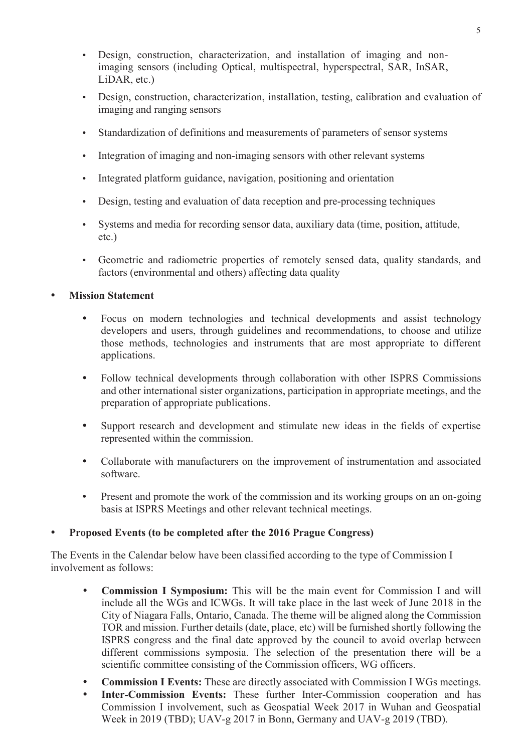- Design, construction, characterization, and installation of imaging and non-imaging sensors (including Optical, multispectral, hyperspectral, SAR, InSAR, LiDAR, etc.)
- Design, construction, characterization, installation, testing, calibration and evaluation of imaging and ranging sensors
- Standardization of definitions and measurements of parameters of sensor systems
- Integration of imaging and non-imaging sensors with other relevant systems
- Integrated platform guidance, navigation, positioning and orientation
- Design, testing and evaluation of data reception and pre-processing techniques
- Systems and media for recording sensor data, auxiliary data (time, position, attitude, etc.)
- Geometric and radiometric properties of remotely sensed data, quality standards, and factors (environmental and others) affecting data quality

- **Mission Statement**
    - Focus on modern technologies and technical developments and assist technology developers and users, through guidelines and recommendations, to choose and utilize those methods, technologies and instruments that are most appropriate to different applications.
    - Follow technical developments through collaboration with other ISPRS Commissions and other international sister organizations, participation in appropriate meetings, and the preparation of appropriate publications.
    - Support research and development and stimulate new ideas in the fields of expertise represented within the commission.
    - Collaborate with manufacturers on the improvement of instrumentation and associated software.
    - Present and promote the work of the commission and its working groups on an on-going basis at ISPRS Meetings and other relevant technical meetings.

- **Proposed Events (to be completed after the 2016 Prague Congress)**

The Events in the Calendar below have been classified according to the type of Commission I involvement as follows:

- **Commission I Symposium:** This will be the main event for Commission I and will include all the WGs and ICWGs. It will take place in the last week of June 2018 in the City of Niagara Falls, Ontario, Canada. The theme will be aligned along the Commission TOR and mission. Further details (date, place, etc) will be furnished shortly following the ISPRS congress and the final date approved by the council to avoid overlap between different commissions symposia. The selection of the presentation there will be a scientific committee consisting of the Commission officers, WG officers.
- **Commission I Events:** These are directly associated with Commission I WGs meetings.
- **Inter-Commission Events:** These further Inter-Commission cooperation and has Commission I involvement, such as Geospatial Week 2017 in Wuhan and Geospatial Week in 2019 (TBD); UAV-g 2017 in Bonn, Germany and UAV-g 2019 (TBD).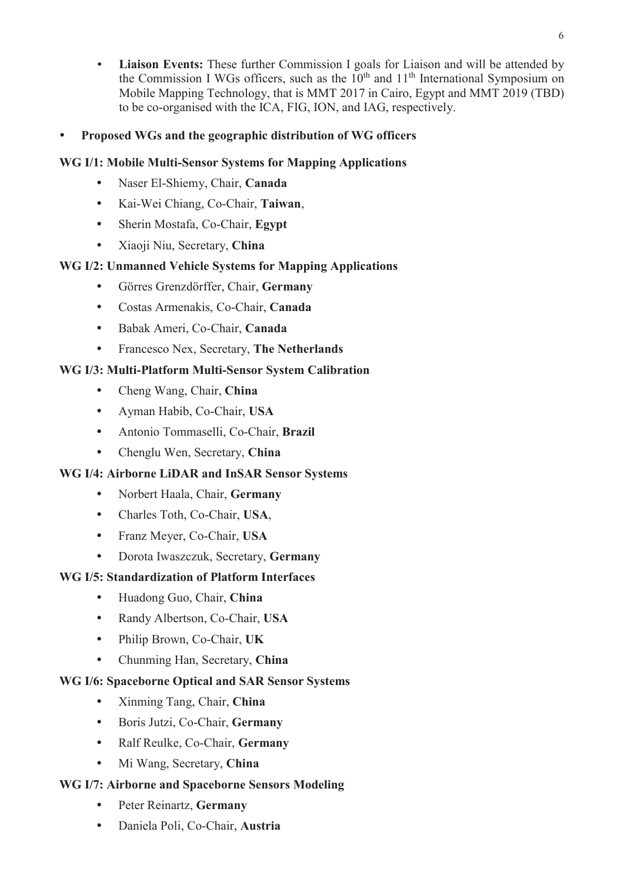- **Liaison Events:** These further Commission I goals for Liaison and will be attended by the Commission I WGs officers, such as the 10th and 11th International Symposium on Mobile Mapping Technology, that is MMT 2017 in Cairo, Egypt and MMT 2019 (TBD) to be co-organised with the ICA, FIG, ION, and IAG, respectively.

- **Proposed WGs and the geographic distribution of WG officers**

**WG I/1: Mobile Multi-Sensor Systems for Mapping Applications**

- Naser El-Shiemy, Chair, **Canada**
- Kai-Wei Chiang, Co-Chair, **Taiwan**,
- Sherin Mostafa, Co-Chair, **Egypt**
- Xiaoji Niu, Secretary, **China**

**WG I/2: Unmanned Vehicle Systems for Mapping Applications**

- Görres Grenzdörffer, Chair, **Germany**
- Costas Armenakis, Co-Chair, **Canada**
- Babak Ameri, Co-Chair, **Canada**
- Francesco Nex, Secretary, **The Netherlands**

**WG I/3: Multi-Platform Multi-Sensor System Calibration**

- Cheng Wang, Chair, **China**
- Ayman Habib, Co-Chair, **USA**
- Antonio Tommaselli, Co-Chair, **Brazil**
- Chenglu Wen, Secretary, **China**

**WG I/4: Airborne LiDAR and InSAR Sensor Systems**

- Norbert Haala, Chair, **Germany**
- Charles Toth, Co-Chair, **USA**,
- Franz Meyer, Co-Chair, **USA**
- Dorota Iwaszczuk, Secretary, **Germany**

**WG I/5: Standardization of Platform Interfaces**

- Huadong Guo, Chair, **China**
- Randy Albertson, Co-Chair, **USA**
- Philip Brown, Co-Chair, **UK**
- Chunming Han, Secretary, **China**

**WG I/6: Spaceborne Optical and SAR Sensor Systems**

- Xinming Tang, Chair, **China**
- Boris Jutzi, Co-Chair, **Germany**
- Ralf Reulke, Co-Chair, **Germany**
- Mi Wang, Secretary, **China**

**WG I/7: Airborne and Spaceborne Sensors Modeling**

- Peter Reinartz, **Germany**
- Daniela Poli, Co-Chair, **Austria**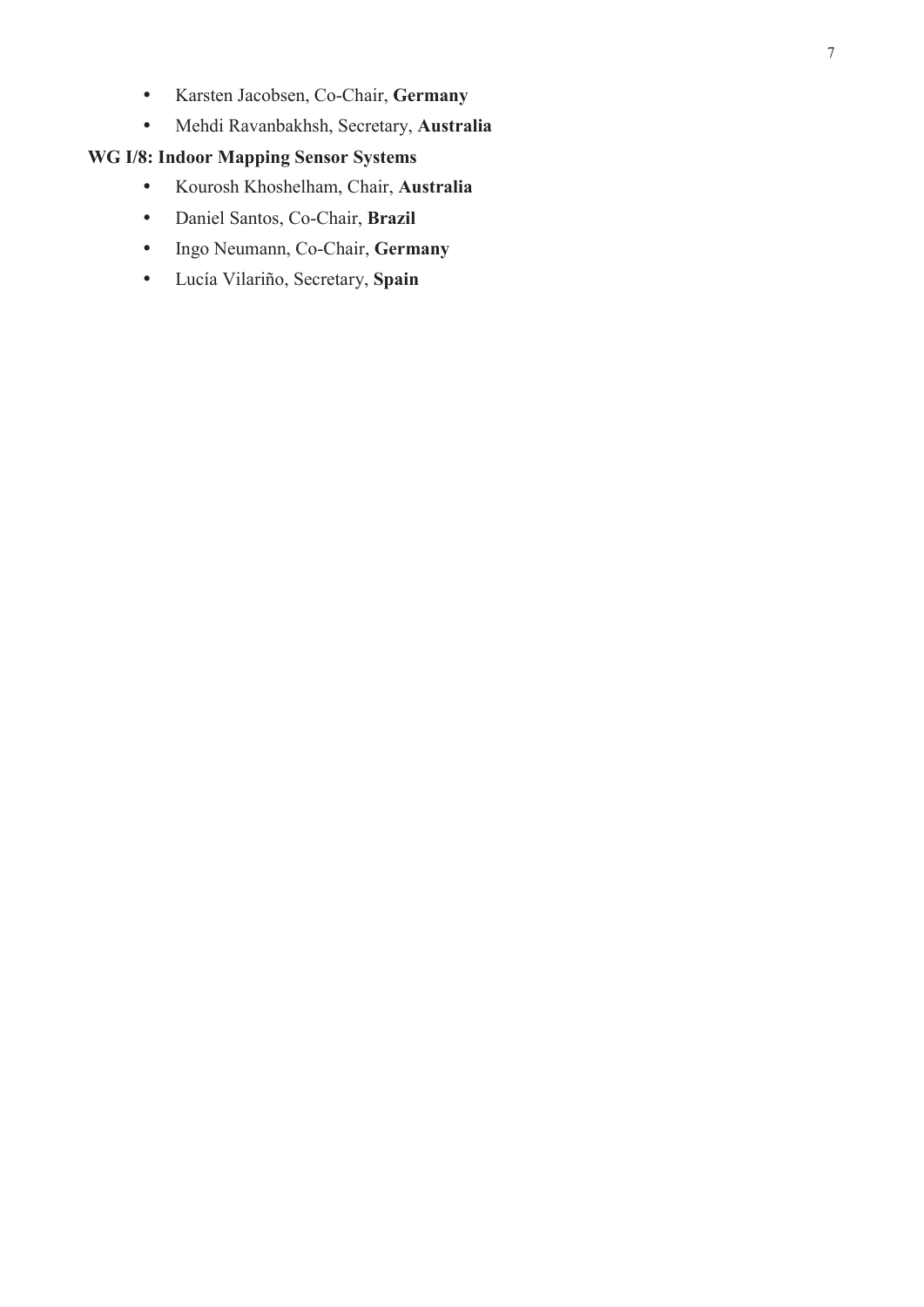- Karsten Jacobsen, Co-Chair, **Germany**
- Mehdi Ravanbakhsh, Secretary, **Australia**

**WG I/8: Indoor Mapping Sensor Systems**

- Kourosh Khoshelham, Chair, **Australia**
- Daniel Santos, Co-Chair, **Brazil**
- Ingo Neumann, Co-Chair, **Germany**
- Lucía Vilariño, Secretary, **Spain**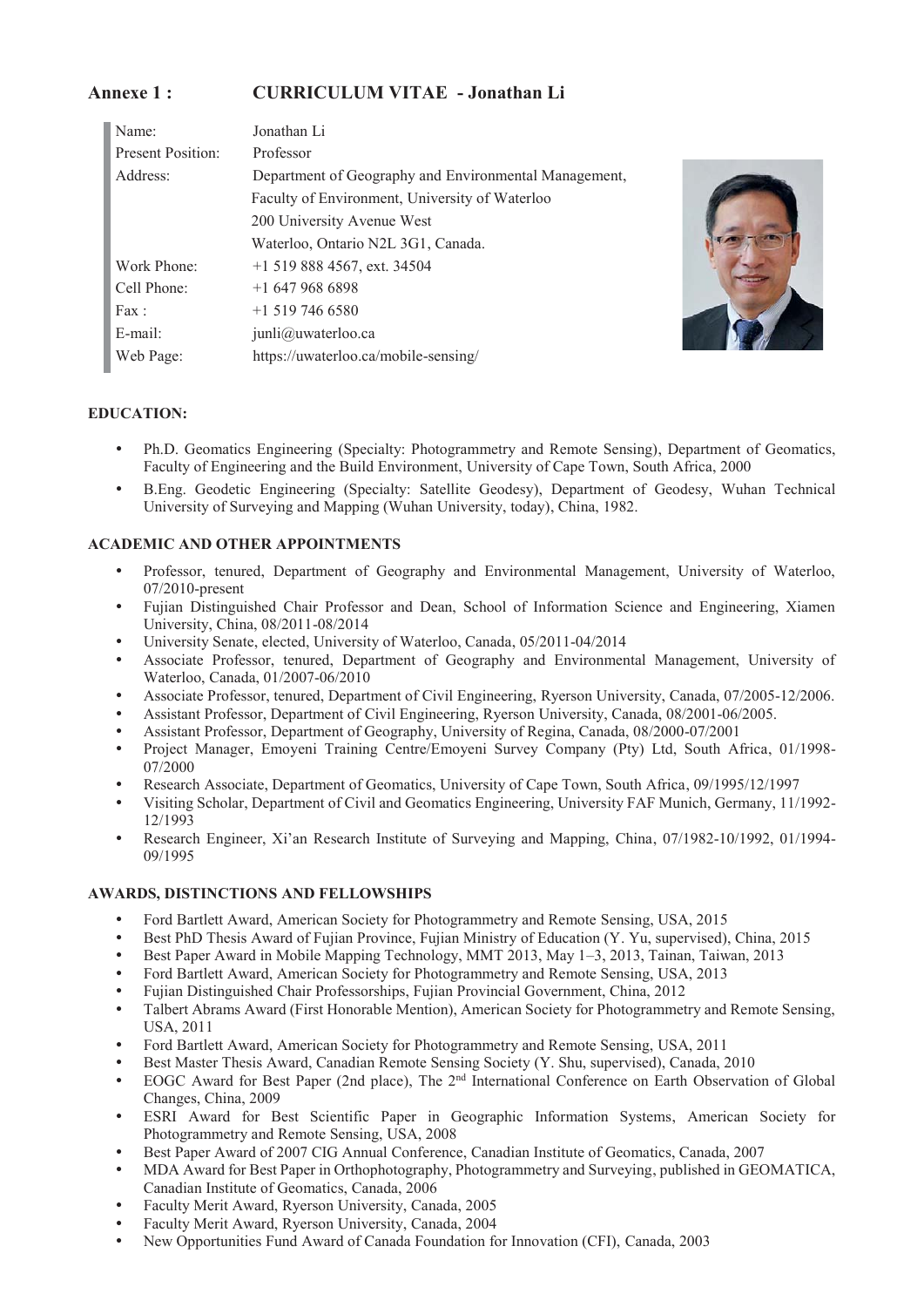## Annexe 1 : CURRICULUM VITAE - Jonathan Li

| | |
|---|---|
| Name: | Jonathan Li |
| Present Position: | Professor |
| Address: | Department of Geography and Environmental Management, |
| | Faculty of Environment, University of Waterloo |
| | 200 University Avenue West |
| | Waterloo, Ontario N2L 3G1, Canada. |
| Work Phone: | +1 519 888 4567, ext. 34504 |
| Cell Phone: | +1 647 968 6898 |
| Fax : | +1 519 746 6580 |
| E-mail: | junli@uwaterloo.ca |
| Web Page: | https://uwaterloo.ca/mobile-sensing/ |

### EDUCATION:

- Ph.D. Geomatics Engineering (Specialty: Photogrammetry and Remote Sensing), Department of Geomatics, Faculty of Engineering and the Build Environment, University of Cape Town, South Africa, 2000
- B.Eng. Geodetic Engineering (Specialty: Satellite Geodesy), Department of Geodesy, Wuhan Technical University of Surveying and Mapping (Wuhan University, today), China, 1982.

### ACADEMIC AND OTHER APPOINTMENTS

- Professor, tenured, Department of Geography and Environmental Management, University of Waterloo, 07/2010-present
- Fujian Distinguished Chair Professor and Dean, School of Information Science and Engineering, Xiamen University, China, 08/2011-08/2014
- University Senate, elected, University of Waterloo, Canada, 05/2011-04/2014
- Associate Professor, tenured, Department of Geography and Environmental Management, University of Waterloo, Canada, 01/2007-06/2010
- Associate Professor, tenured, Department of Civil Engineering, Ryerson University, Canada, 07/2005-12/2006.
- Assistant Professor, Department of Civil Engineering, Ryerson University, Canada, 08/2001-06/2005.
- Assistant Professor, Department of Geography, University of Regina, Canada, 08/2000-07/2001
- Project Manager, Emoyeni Training Centre/Emoyeni Survey Company (Pty) Ltd, South Africa, 01/1998-07/2000
- Research Associate, Department of Geomatics, University of Cape Town, South Africa, 09/1995/12/1997
- Visiting Scholar, Department of Civil and Geomatics Engineering, University FAF Munich, Germany, 11/1992-12/1993
- Research Engineer, Xi'an Research Institute of Surveying and Mapping, China, 07/1982-10/1992, 01/1994-09/1995

### AWARDS, DISTINCTIONS AND FELLOWSHIPS

- Ford Bartlett Award, American Society for Photogrammetry and Remote Sensing, USA, 2015
- Best PhD Thesis Award of Fujian Province, Fujian Ministry of Education (Y. Yu, supervised), China, 2015
- Best Paper Award in Mobile Mapping Technology, MMT 2013, May 1–3, 2013, Tainan, Taiwan, 2013
- Ford Bartlett Award, American Society for Photogrammetry and Remote Sensing, USA, 2013
- Fujian Distinguished Chair Professorships, Fujian Provincial Government, China, 2012
- Talbert Abrams Award (First Honorable Mention), American Society for Photogrammetry and Remote Sensing, USA, 2011
- Ford Bartlett Award, American Society for Photogrammetry and Remote Sensing, USA, 2011
- Best Master Thesis Award, Canadian Remote Sensing Society (Y. Shu, supervised), Canada, 2010
- EOGC Award for Best Paper (2nd place), The 2nd International Conference on Earth Observation of Global Changes, China, 2009
- ESRI Award for Best Scientific Paper in Geographic Information Systems, American Society for Photogrammetry and Remote Sensing, USA, 2008
- Best Paper Award of 2007 CIG Annual Conference, Canadian Institute of Geomatics, Canada, 2007
- MDA Award for Best Paper in Orthophotography, Photogrammetry and Surveying, published in GEOMATICA, Canadian Institute of Geomatics, Canada, 2006
- Faculty Merit Award, Ryerson University, Canada, 2005
- Faculty Merit Award, Ryerson University, Canada, 2004
- New Opportunities Fund Award of Canada Foundation for Innovation (CFI), Canada, 2003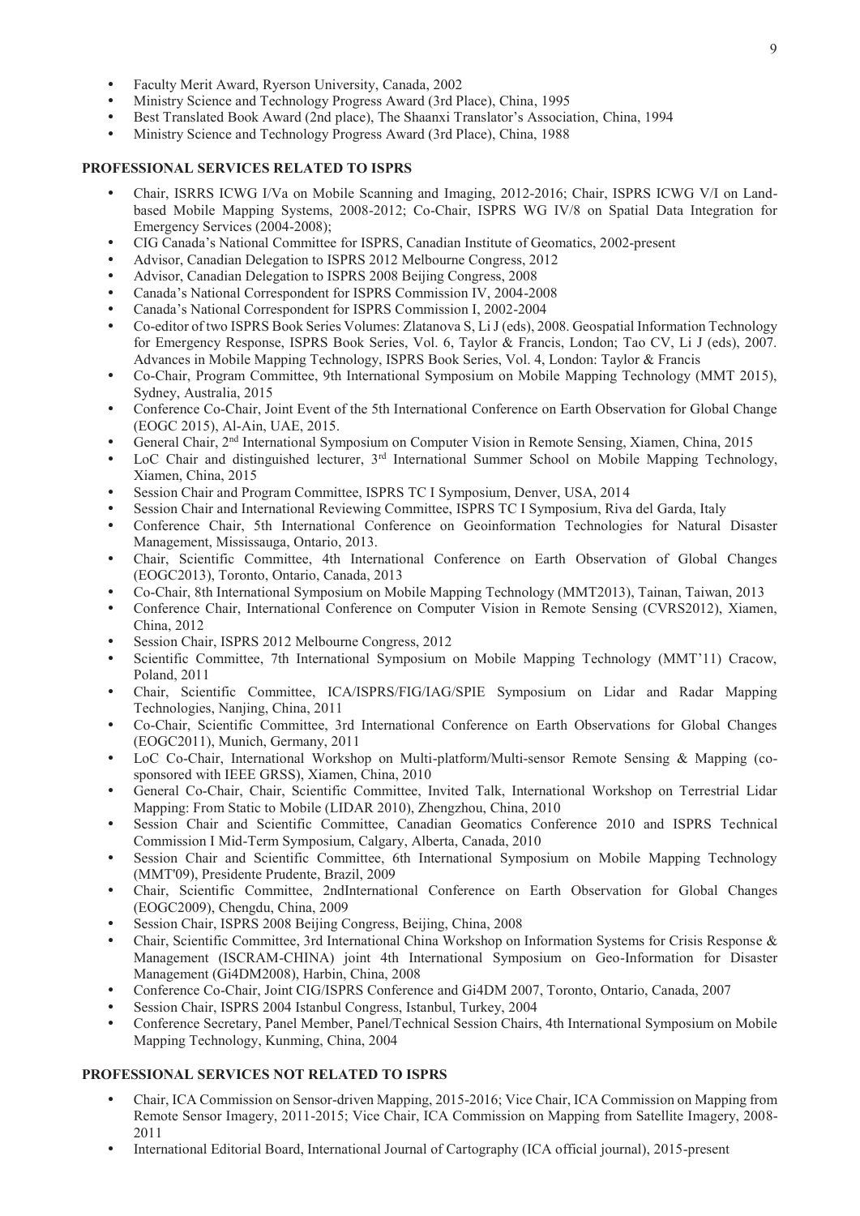- Faculty Merit Award, Ryerson University, Canada, 2002
- Ministry Science and Technology Progress Award (3rd Place), China, 1995
- Best Translated Book Award (2nd place), The Shaanxi Translator's Association, China, 1994
- Ministry Science and Technology Progress Award (3rd Place), China, 1988

**PROFESSIONAL SERVICES RELATED TO ISPRS**

- Chair, ISRRS ICWG I/Va on Mobile Scanning and Imaging, 2012-2016; Chair, ISPRS ICWG V/I on Land-based Mobile Mapping Systems, 2008-2012; Co-Chair, ISPRS WG IV/8 on Spatial Data Integration for Emergency Services (2004-2008);
- CIG Canada's National Committee for ISPRS, Canadian Institute of Geomatics, 2002-present
- Advisor, Canadian Delegation to ISPRS 2012 Melbourne Congress, 2012
- Advisor, Canadian Delegation to ISPRS 2008 Beijing Congress, 2008
- Canada's National Correspondent for ISPRS Commission IV, 2004-2008
- Canada's National Correspondent for ISPRS Commission I, 2002-2004
- Co-editor of two ISPRS Book Series Volumes: Zlatanova S, Li J (eds), 2008. Geospatial Information Technology for Emergency Response, ISPRS Book Series, Vol. 6, Taylor & Francis, London; Tao CV, Li J (eds), 2007. Advances in Mobile Mapping Technology, ISPRS Book Series, Vol. 4, London: Taylor & Francis
- Co-Chair, Program Committee, 9th International Symposium on Mobile Mapping Technology (MMT 2015), Sydney, Australia, 2015
- Conference Co-Chair, Joint Event of the 5th International Conference on Earth Observation for Global Change (EOGC 2015), Al-Ain, UAE, 2015.
- General Chair, 2nd International Symposium on Computer Vision in Remote Sensing, Xiamen, China, 2015
- LoC Chair and distinguished lecturer, 3rd International Summer School on Mobile Mapping Technology, Xiamen, China, 2015
- Session Chair and Program Committee, ISPRS TC I Symposium, Denver, USA, 2014
- Session Chair and International Reviewing Committee, ISPRS TC I Symposium, Riva del Garda, Italy
- Conference Chair, 5th International Conference on Geoinformation Technologies for Natural Disaster Management, Mississauga, Ontario, 2013.
- Chair, Scientific Committee, 4th International Conference on Earth Observation of Global Changes (EOGC2013), Toronto, Ontario, Canada, 2013
- Co-Chair, 8th International Symposium on Mobile Mapping Technology (MMT2013), Tainan, Taiwan, 2013
- Conference Chair, International Conference on Computer Vision in Remote Sensing (CVRS2012), Xiamen, China, 2012
- Session Chair, ISPRS 2012 Melbourne Congress, 2012
- Scientific Committee, 7th International Symposium on Mobile Mapping Technology (MMT'11) Cracow, Poland, 2011
- Chair, Scientific Committee, ICA/ISPRS/FIG/IAG/SPIE Symposium on Lidar and Radar Mapping Technologies, Nanjing, China, 2011
- Co-Chair, Scientific Committee, 3rd International Conference on Earth Observations for Global Changes (EOGC2011), Munich, Germany, 2011
- LoC Co-Chair, International Workshop on Multi-platform/Multi-sensor Remote Sensing & Mapping (co-sponsored with IEEE GRSS), Xiamen, China, 2010
- General Co-Chair, Chair, Scientific Committee, Invited Talk, International Workshop on Terrestrial Lidar Mapping: From Static to Mobile (LIDAR 2010), Zhengzhou, China, 2010
- Session Chair and Scientific Committee, Canadian Geomatics Conference 2010 and ISPRS Technical Commission I Mid-Term Symposium, Calgary, Alberta, Canada, 2010
- Session Chair and Scientific Committee, 6th International Symposium on Mobile Mapping Technology (MMT'09), Presidente Prudente, Brazil, 2009
- Chair, Scientific Committee, 2ndInternational Conference on Earth Observation for Global Changes (EOGC2009), Chengdu, China, 2009
- Session Chair, ISPRS 2008 Beijing Congress, Beijing, China, 2008
- Chair, Scientific Committee, 3rd International China Workshop on Information Systems for Crisis Response & Management (ISCRAM-CHINA) joint 4th International Symposium on Geo-Information for Disaster Management (Gi4DM2008), Harbin, China, 2008
- Conference Co-Chair, Joint CIG/ISPRS Conference and Gi4DM 2007, Toronto, Ontario, Canada, 2007
- Session Chair, ISPRS 2004 Istanbul Congress, Istanbul, Turkey, 2004
- Conference Secretary, Panel Member, Panel/Technical Session Chairs, 4th International Symposium on Mobile Mapping Technology, Kunming, China, 2004

**PROFESSIONAL SERVICES NOT RELATED TO ISPRS**

- Chair, ICA Commission on Sensor-driven Mapping, 2015-2016; Vice Chair, ICA Commission on Mapping from Remote Sensor Imagery, 2011-2015; Vice Chair, ICA Commission on Mapping from Satellite Imagery, 2008-2011
- International Editorial Board, International Journal of Cartography (ICA official journal), 2015-present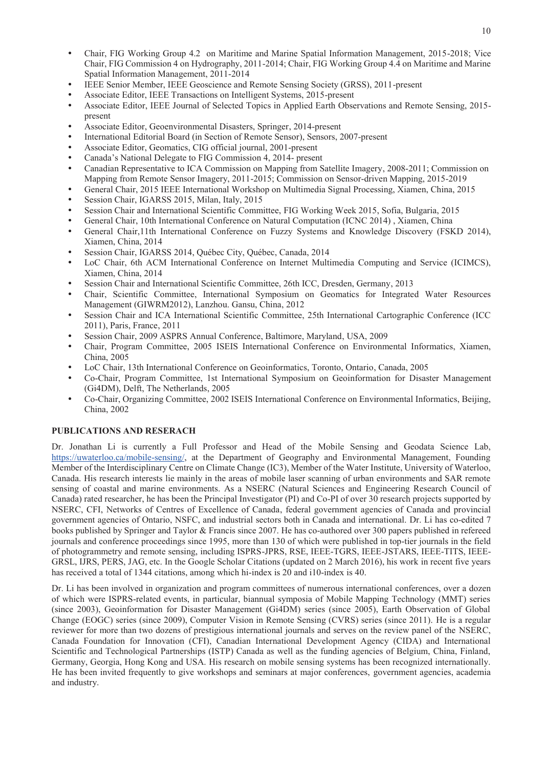- Chair, FIG Working Group 4.2 on Maritime and Marine Spatial Information Management, 2015-2018; Vice Chair, FIG Commission 4 on Hydrography, 2011-2014; Chair, FIG Working Group 4.4 on Maritime and Marine Spatial Information Management, 2011-2014
- IEEE Senior Member, IEEE Geoscience and Remote Sensing Society (GRSS), 2011-present
- Associate Editor, IEEE Transactions on Intelligent Systems, 2015-present
- Associate Editor, IEEE Journal of Selected Topics in Applied Earth Observations and Remote Sensing, 2015-present
- Associate Editor, Geoenvironmental Disasters, Springer, 2014-present
- International Editorial Board (in Section of Remote Sensor), Sensors, 2007-present
- Associate Editor, Geomatics, CIG official journal, 2001-present
- Canada's National Delegate to FIG Commission 4, 2014- present
- Canadian Representative to ICA Commission on Mapping from Satellite Imagery, 2008-2011; Commission on Mapping from Remote Sensor Imagery, 2011-2015; Commission on Sensor-driven Mapping, 2015-2019
- General Chair, 2015 IEEE International Workshop on Multimedia Signal Processing, Xiamen, China, 2015
- Session Chair, IGARSS 2015, Milan, Italy, 2015
- Session Chair and International Scientific Committee, FIG Working Week 2015, Sofia, Bulgaria, 2015
- General Chair, 10th International Conference on Natural Computation (ICNC 2014) , Xiamen, China
- General Chair,11th International Conference on Fuzzy Systems and Knowledge Discovery (FSKD 2014), Xiamen, China, 2014
- Session Chair, IGARSS 2014, Québec City, Québec, Canada, 2014
- LoC Chair, 6th ACM International Conference on Internet Multimedia Computing and Service (ICIMCS), Xiamen, China, 2014
- Session Chair and International Scientific Committee, 26th ICC, Dresden, Germany, 2013
- Chair, Scientific Committee, International Symposium on Geomatics for Integrated Water Resources Management (GIWRM2012), Lanzhou. Gansu, China, 2012
- Session Chair and ICA International Scientific Committee, 25th International Cartographic Conference (ICC 2011), Paris, France, 2011
- Session Chair, 2009 ASPRS Annual Conference, Baltimore, Maryland, USA, 2009
- Chair, Program Committee, 2005 ISEIS International Conference on Environmental Informatics, Xiamen, China, 2005
- LoC Chair, 13th International Conference on Geoinformatics, Toronto, Ontario, Canada, 2005
- Co-Chair, Program Committee, 1st International Symposium on Geoinformation for Disaster Management (Gi4DM), Delft, The Netherlands, 2005
- Co-Chair, Organizing Committee, 2002 ISEIS International Conference on Environmental Informatics, Beijing, China, 2002

**PUBLICATIONS AND RESERACH**

Dr. Jonathan Li is currently a Full Professor and Head of the Mobile Sensing and Geodata Science Lab, https://uwaterloo.ca/mobile-sensing/, at the Department of Geography and Environmental Management, Founding Member of the Interdisciplinary Centre on Climate Change (IC3), Member of the Water Institute, University of Waterloo, Canada. His research interests lie mainly in the areas of mobile laser scanning of urban environments and SAR remote sensing of coastal and marine environments. As a NSERC (Natural Sciences and Engineering Research Council of Canada) rated researcher, he has been the Principal Investigator (PI) and Co-PI of over 30 research projects supported by NSERC, CFI, Networks of Centres of Excellence of Canada, federal government agencies of Canada and provincial government agencies of Ontario, NSFC, and industrial sectors both in Canada and international. Dr. Li has co-edited 7 books published by Springer and Taylor & Francis since 2007. He has co-authored over 300 papers published in refereed journals and conference proceedings since 1995, more than 130 of which were published in top-tier journals in the field of photogrammetry and remote sensing, including ISPRS-JPRS, RSE, IEEE-TGRS, IEEE-JSTARS, IEEE-TITS, IEEE-GRSL, IJRS, PERS, JAG, etc. In the Google Scholar Citations (updated on 2 March 2016), his work in recent five years has received a total of 1344 citations, among which hi-index is 20 and i10-index is 40.

Dr. Li has been involved in organization and program committees of numerous international conferences, over a dozen of which were ISPRS-related events, in particular, biannual symposia of Mobile Mapping Technology (MMT) series (since 2003), Geoinformation for Disaster Management (Gi4DM) series (since 2005), Earth Observation of Global Change (EOGC) series (since 2009), Computer Vision in Remote Sensing (CVRS) series (since 2011). He is a regular reviewer for more than two dozens of prestigious international journals and serves on the review panel of the NSERC, Canada Foundation for Innovation (CFI), Canadian International Development Agency (CIDA) and International Scientific and Technological Partnerships (ISTP) Canada as well as the funding agencies of Belgium, China, Finland, Germany, Georgia, Hong Kong and USA. His research on mobile sensing systems has been recognized internationally. He has been invited frequently to give workshops and seminars at major conferences, government agencies, academia and industry.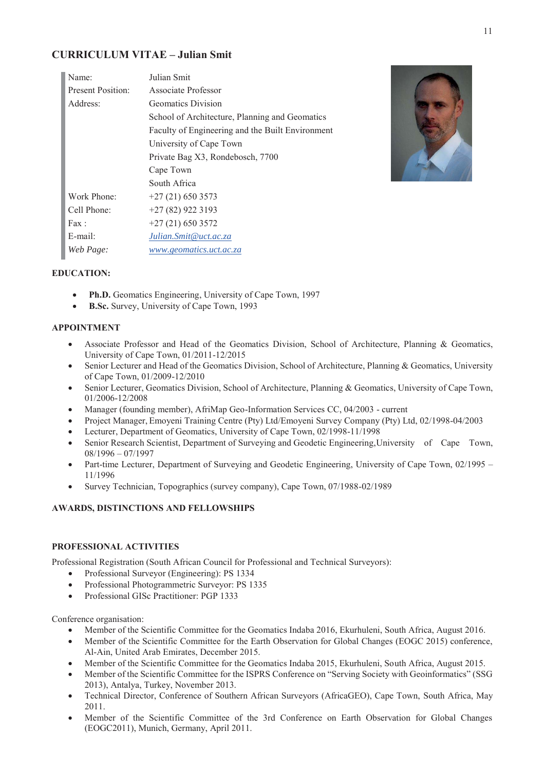## CURRICULUM VITAE – Julian Smit

| | |
|---|---|
| Name: | Julian Smit |
| Present Position: | Associate Professor |
| Address: | Geomatics Division |
| | School of Architecture, Planning and Geomatics |
| | Faculty of Engineering and the Built Environment |
| | University of Cape Town |
| | Private Bag X3, Rondebosch, 7700 |
| | Cape Town |
| | South Africa |
| Work Phone: | +27 (21) 650 3573 |
| Cell Phone: | +27 (82) 922 3193 |
| Fax : | +27 (21) 650 3572 |
| E-mail: | *Julian.Smit@uct.ac.za* |
| *Web Page:* | *www.geomatics.uct.ac.za* |

### EDUCATION:

- **Ph.D.** Geomatics Engineering, University of Cape Town, 1997
- **B.Sc.** Survey, University of Cape Town, 1993

### APPOINTMENT

- Associate Professor and Head of the Geomatics Division, School of Architecture, Planning & Geomatics, University of Cape Town, 01/2011-12/2015
- Senior Lecturer and Head of the Geomatics Division, School of Architecture, Planning & Geomatics, University of Cape Town, 01/2009-12/2010
- Senior Lecturer, Geomatics Division, School of Architecture, Planning & Geomatics, University of Cape Town, 01/2006-12/2008
- Manager (founding member), AfriMap Geo-Information Services CC, 04/2003 - current
- Project Manager, Emoyeni Training Centre (Pty) Ltd/Emoyeni Survey Company (Pty) Ltd, 02/1998-04/2003
- Lecturer, Department of Geomatics, University of Cape Town, 02/1998-11/1998
- Senior Research Scientist, Department of Surveying and Geodetic Engineering,University of Cape Town, 08/1996 – 07/1997
- Part-time Lecturer, Department of Surveying and Geodetic Engineering, University of Cape Town, 02/1995 – 11/1996
- Survey Technician, Topographics (survey company), Cape Town, 07/1988-02/1989

### AWARDS, DISTINCTIONS AND FELLOWSHIPS

### PROFESSIONAL ACTIVITIES

Professional Registration (South African Council for Professional and Technical Surveyors):

- Professional Surveyor (Engineering): PS 1334
- Professional Photogrammetric Surveyor: PS 1335
- Professional GISc Practitioner: PGP 1333

Conference organisation:

- Member of the Scientific Committee for the Geomatics Indaba 2016, Ekurhuleni, South Africa, August 2016.
- Member of the Scientific Committee for the Earth Observation for Global Changes (EOGC 2015) conference, Al-Ain, United Arab Emirates, December 2015.
- Member of the Scientific Committee for the Geomatics Indaba 2015, Ekurhuleni, South Africa, August 2015.
- Member of the Scientific Committee for the ISPRS Conference on "Serving Society with Geoinformatics" (SSG 2013), Antalya, Turkey, November 2013.
- Technical Director, Conference of Southern African Surveyors (AfricaGEO), Cape Town, South Africa, May 2011.
- Member of the Scientific Committee of the 3rd Conference on Earth Observation for Global Changes (EOGC2011), Munich, Germany, April 2011.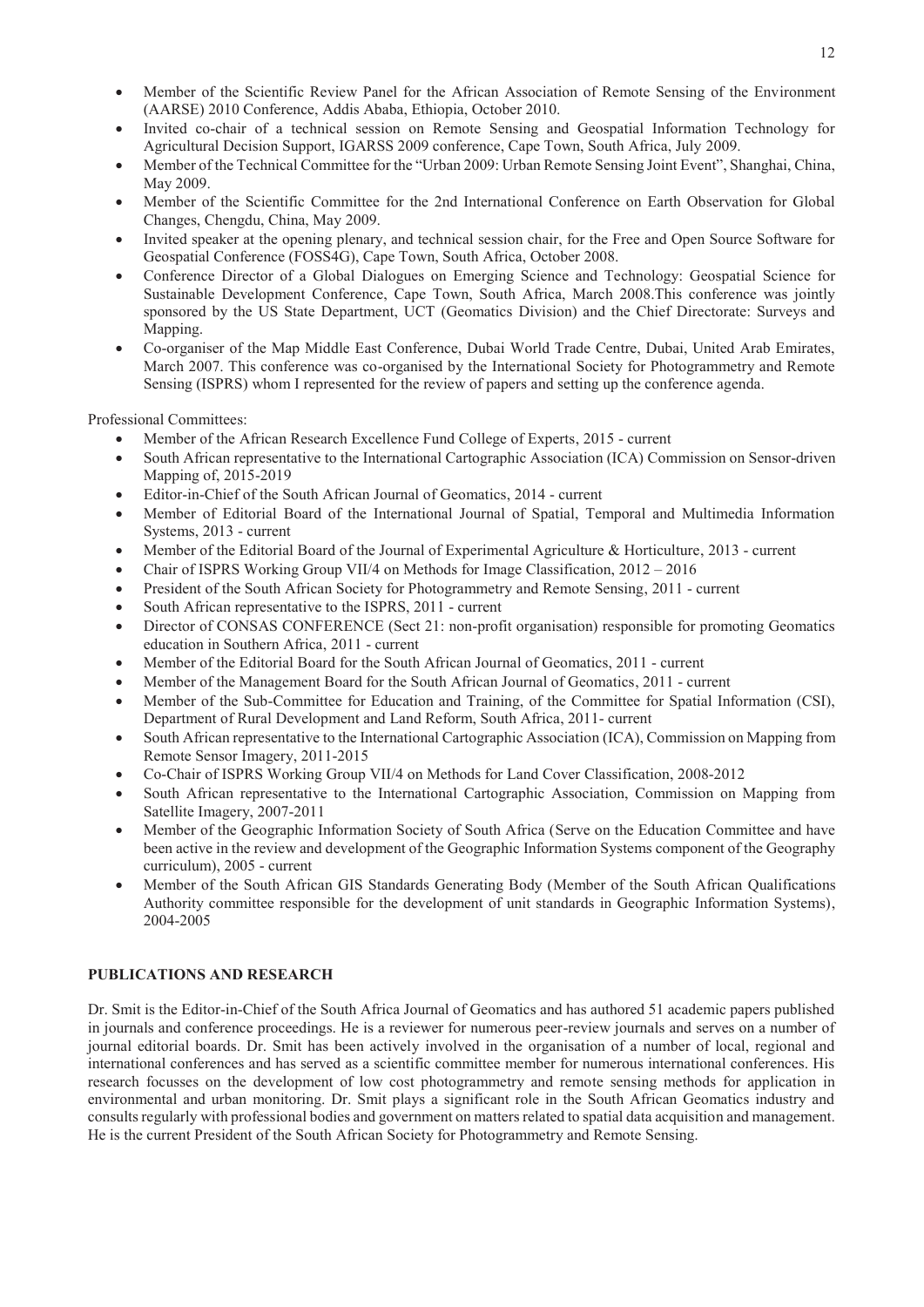- Member of the Scientific Review Panel for the African Association of Remote Sensing of the Environment (AARSE) 2010 Conference, Addis Ababa, Ethiopia, October 2010.
- Invited co-chair of a technical session on Remote Sensing and Geospatial Information Technology for Agricultural Decision Support, IGARSS 2009 conference, Cape Town, South Africa, July 2009.
- Member of the Technical Committee for the "Urban 2009: Urban Remote Sensing Joint Event", Shanghai, China, May 2009.
- Member of the Scientific Committee for the 2nd International Conference on Earth Observation for Global Changes, Chengdu, China, May 2009.
- Invited speaker at the opening plenary, and technical session chair, for the Free and Open Source Software for Geospatial Conference (FOSS4G), Cape Town, South Africa, October 2008.
- Conference Director of a Global Dialogues on Emerging Science and Technology: Geospatial Science for Sustainable Development Conference, Cape Town, South Africa, March 2008.This conference was jointly sponsored by the US State Department, UCT (Geomatics Division) and the Chief Directorate: Surveys and Mapping.
- Co-organiser of the Map Middle East Conference, Dubai World Trade Centre, Dubai, United Arab Emirates, March 2007. This conference was co-organised by the International Society for Photogrammetry and Remote Sensing (ISPRS) whom I represented for the review of papers and setting up the conference agenda.

Professional Committees:

- Member of the African Research Excellence Fund College of Experts, 2015 - current
- South African representative to the International Cartographic Association (ICA) Commission on Sensor-driven Mapping of, 2015-2019
- Editor-in-Chief of the South African Journal of Geomatics, 2014 - current
- Member of Editorial Board of the International Journal of Spatial, Temporal and Multimedia Information Systems, 2013 - current
- Member of the Editorial Board of the Journal of Experimental Agriculture & Horticulture, 2013 - current
- Chair of ISPRS Working Group VII/4 on Methods for Image Classification, 2012 – 2016
- President of the South African Society for Photogrammetry and Remote Sensing, 2011 - current
- South African representative to the ISPRS, 2011 - current
- Director of CONSAS CONFERENCE (Sect 21: non-profit organisation) responsible for promoting Geomatics education in Southern Africa, 2011 - current
- Member of the Editorial Board for the South African Journal of Geomatics, 2011 - current
- Member of the Management Board for the South African Journal of Geomatics, 2011 - current
- Member of the Sub-Committee for Education and Training, of the Committee for Spatial Information (CSI), Department of Rural Development and Land Reform, South Africa, 2011- current
- South African representative to the International Cartographic Association (ICA), Commission on Mapping from Remote Sensor Imagery, 2011-2015
- Co-Chair of ISPRS Working Group VII/4 on Methods for Land Cover Classification, 2008-2012
- South African representative to the International Cartographic Association, Commission on Mapping from Satellite Imagery, 2007-2011
- Member of the Geographic Information Society of South Africa (Serve on the Education Committee and have been active in the review and development of the Geographic Information Systems component of the Geography curriculum), 2005 - current
- Member of the South African GIS Standards Generating Body (Member of the South African Qualifications Authority committee responsible for the development of unit standards in Geographic Information Systems), 2004-2005

**PUBLICATIONS AND RESEARCH**

Dr. Smit is the Editor-in-Chief of the South Africa Journal of Geomatics and has authored 51 academic papers published in journals and conference proceedings. He is a reviewer for numerous peer-review journals and serves on a number of journal editorial boards. Dr. Smit has been actively involved in the organisation of a number of local, regional and international conferences and has served as a scientific committee member for numerous international conferences. His research focusses on the development of low cost photogrammetry and remote sensing methods for application in environmental and urban monitoring. Dr. Smit plays a significant role in the South African Geomatics industry and consults regularly with professional bodies and government on matters related to spatial data acquisition and management. He is the current President of the South African Society for Photogrammetry and Remote Sensing.